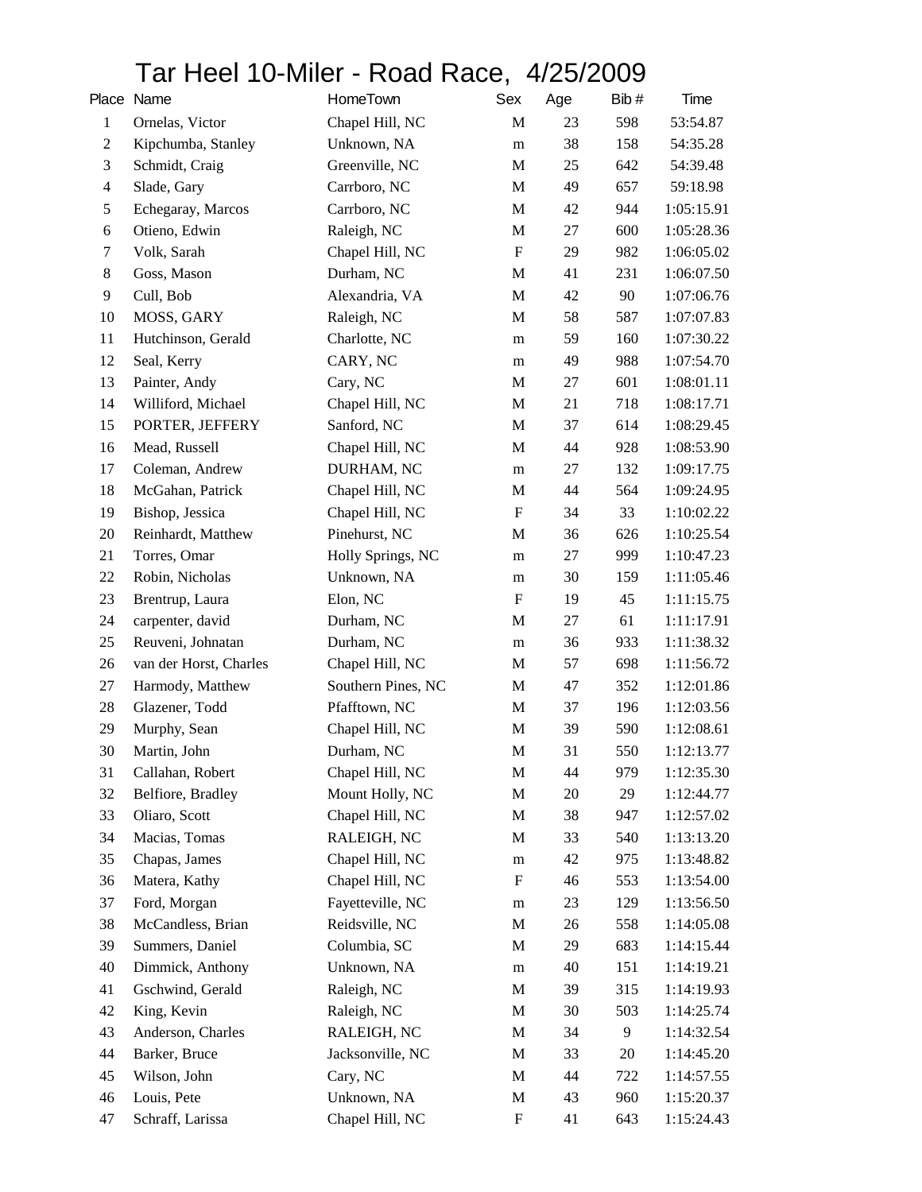# Tar Heel 10-Miler - Road Race, 4/25/2009

| Place | Name | HomeTown | Sex | Age | Bib # | Time |
|---|---|---|---|---|---|---|
| 1 | Ornelas, Victor | Chapel Hill, NC | M | 23 | 598 | 53:54.87 |
| 2 | Kipchumba, Stanley | Unknown, NA | m | 38 | 158 | 54:35.28 |
| 3 | Schmidt, Craig | Greenville, NC | M | 25 | 642 | 54:39.48 |
| 4 | Slade, Gary | Carrboro, NC | M | 49 | 657 | 59:18.98 |
| 5 | Echegaray, Marcos | Carrboro, NC | M | 42 | 944 | 1:05:15.91 |
| 6 | Otieno, Edwin | Raleigh, NC | M | 27 | 600 | 1:05:28.36 |
| 7 | Volk, Sarah | Chapel Hill, NC | F | 29 | 982 | 1:06:05.02 |
| 8 | Goss, Mason | Durham, NC | M | 41 | 231 | 1:06:07.50 |
| 9 | Cull, Bob | Alexandria, VA | M | 42 | 90 | 1:07:06.76 |
| 10 | MOSS, GARY | Raleigh, NC | M | 58 | 587 | 1:07:07.83 |
| 11 | Hutchinson, Gerald | Charlotte, NC | m | 59 | 160 | 1:07:30.22 |
| 12 | Seal, Kerry | CARY, NC | m | 49 | 988 | 1:07:54.70 |
| 13 | Painter, Andy | Cary, NC | M | 27 | 601 | 1:08:01.11 |
| 14 | Williford, Michael | Chapel Hill, NC | M | 21 | 718 | 1:08:17.71 |
| 15 | PORTER, JEFFERY | Sanford, NC | M | 37 | 614 | 1:08:29.45 |
| 16 | Mead, Russell | Chapel Hill, NC | M | 44 | 928 | 1:08:53.90 |
| 17 | Coleman, Andrew | DURHAM, NC | m | 27 | 132 | 1:09:17.75 |
| 18 | McGahan, Patrick | Chapel Hill, NC | M | 44 | 564 | 1:09:24.95 |
| 19 | Bishop, Jessica | Chapel Hill, NC | F | 34 | 33 | 1:10:02.22 |
| 20 | Reinhardt, Matthew | Pinehurst, NC | M | 36 | 626 | 1:10:25.54 |
| 21 | Torres, Omar | Holly Springs, NC | m | 27 | 999 | 1:10:47.23 |
| 22 | Robin, Nicholas | Unknown, NA | m | 30 | 159 | 1:11:05.46 |
| 23 | Brentrup, Laura | Elon, NC | F | 19 | 45 | 1:11:15.75 |
| 24 | carpenter, david | Durham, NC | M | 27 | 61 | 1:11:17.91 |
| 25 | Reuveni, Johnatan | Durham, NC | m | 36 | 933 | 1:11:38.32 |
| 26 | van der Horst, Charles | Chapel Hill, NC | M | 57 | 698 | 1:11:56.72 |
| 27 | Harmody, Matthew | Southern Pines, NC | M | 47 | 352 | 1:12:01.86 |
| 28 | Glazener, Todd | Pfafftown, NC | M | 37 | 196 | 1:12:03.56 |
| 29 | Murphy, Sean | Chapel Hill, NC | M | 39 | 590 | 1:12:08.61 |
| 30 | Martin, John | Durham, NC | M | 31 | 550 | 1:12:13.77 |
| 31 | Callahan, Robert | Chapel Hill, NC | M | 44 | 979 | 1:12:35.30 |
| 32 | Belfiore, Bradley | Mount Holly, NC | M | 20 | 29 | 1:12:44.77 |
| 33 | Oliaro, Scott | Chapel Hill, NC | M | 38 | 947 | 1:12:57.02 |
| 34 | Macias, Tomas | RALEIGH, NC | M | 33 | 540 | 1:13:13.20 |
| 35 | Chapas, James | Chapel Hill, NC | m | 42 | 975 | 1:13:48.82 |
| 36 | Matera, Kathy | Chapel Hill, NC | F | 46 | 553 | 1:13:54.00 |
| 37 | Ford, Morgan | Fayetteville, NC | m | 23 | 129 | 1:13:56.50 |
| 38 | McCandless, Brian | Reidsville, NC | M | 26 | 558 | 1:14:05.08 |
| 39 | Summers, Daniel | Columbia, SC | M | 29 | 683 | 1:14:15.44 |
| 40 | Dimmick, Anthony | Unknown, NA | m | 40 | 151 | 1:14:19.21 |
| 41 | Gschwind, Gerald | Raleigh, NC | M | 39 | 315 | 1:14:19.93 |
| 42 | King, Kevin | Raleigh, NC | M | 30 | 503 | 1:14:25.74 |
| 43 | Anderson, Charles | RALEIGH, NC | M | 34 | 9 | 1:14:32.54 |
| 44 | Barker, Bruce | Jacksonville, NC | M | 33 | 20 | 1:14:45.20 |
| 45 | Wilson, John | Cary, NC | M | 44 | 722 | 1:14:57.55 |
| 46 | Louis, Pete | Unknown, NA | M | 43 | 960 | 1:15:20.37 |
| 47 | Schraff, Larissa | Chapel Hill, NC | F | 41 | 643 | 1:15:24.43 |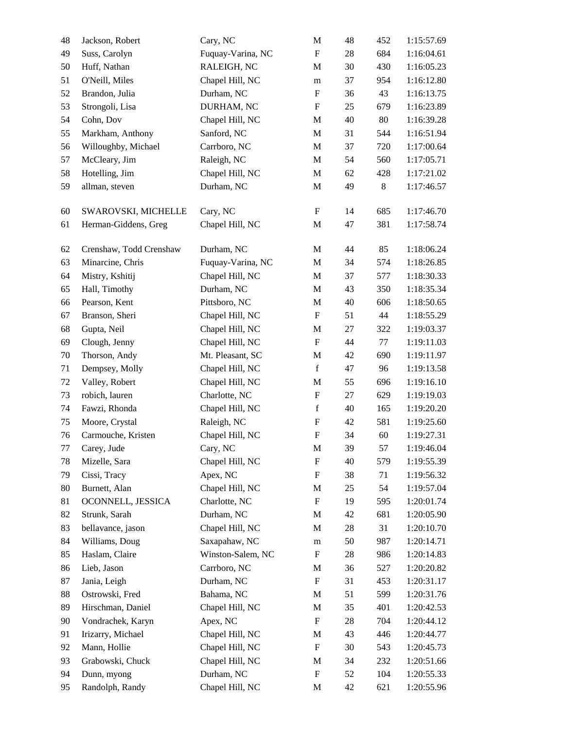| | | | | | | |
|---|---|---|---|---|---|---|
| 48 | Jackson, Robert | Cary, NC | M | 48 | 452 | 1:15:57.69 |
| 49 | Suss, Carolyn | Fuquay-Varina, NC | F | 28 | 684 | 1:16:04.61 |
| 50 | Huff, Nathan | RALEIGH, NC | M | 30 | 430 | 1:16:05.23 |
| 51 | O'Neill, Miles | Chapel Hill, NC | m | 37 | 954 | 1:16:12.80 |
| 52 | Brandon, Julia | Durham, NC | F | 36 | 43 | 1:16:13.75 |
| 53 | Strongoli, Lisa | DURHAM, NC | F | 25 | 679 | 1:16:23.89 |
| 54 | Cohn, Dov | Chapel Hill, NC | M | 40 | 80 | 1:16:39.28 |
| 55 | Markham, Anthony | Sanford, NC | M | 31 | 544 | 1:16:51.94 |
| 56 | Willoughby, Michael | Carrboro, NC | M | 37 | 720 | 1:17:00.64 |
| 57 | McCleary, Jim | Raleigh, NC | M | 54 | 560 | 1:17:05.71 |
| 58 | Hotelling, Jim | Chapel Hill, NC | M | 62 | 428 | 1:17:21.02 |
| 59 | allman, steven | Durham, NC | M | 49 | 8 | 1:17:46.57 |
| 60 | SWAROVSKI, MICHELLE | Cary, NC | F | 14 | 685 | 1:17:46.70 |
| 61 | Herman-Giddens, Greg | Chapel Hill, NC | M | 47 | 381 | 1:17:58.74 |
| 62 | Crenshaw, Todd Crenshaw | Durham, NC | M | 44 | 85 | 1:18:06.24 |
| 63 | Minarcine, Chris | Fuquay-Varina, NC | M | 34 | 574 | 1:18:26.85 |
| 64 | Mistry, Kshitij | Chapel Hill, NC | M | 37 | 577 | 1:18:30.33 |
| 65 | Hall, Timothy | Durham, NC | M | 43 | 350 | 1:18:35.34 |
| 66 | Pearson, Kent | Pittsboro, NC | M | 40 | 606 | 1:18:50.65 |
| 67 | Branson, Sheri | Chapel Hill, NC | F | 51 | 44 | 1:18:55.29 |
| 68 | Gupta, Neil | Chapel Hill, NC | M | 27 | 322 | 1:19:03.37 |
| 69 | Clough, Jenny | Chapel Hill, NC | F | 44 | 77 | 1:19:11.03 |
| 70 | Thorson, Andy | Mt. Pleasant, SC | M | 42 | 690 | 1:19:11.97 |
| 71 | Dempsey, Molly | Chapel Hill, NC | f | 47 | 96 | 1:19:13.58 |
| 72 | Valley, Robert | Chapel Hill, NC | M | 55 | 696 | 1:19:16.10 |
| 73 | robich, lauren | Charlotte, NC | F | 27 | 629 | 1:19:19.03 |
| 74 | Fawzi, Rhonda | Chapel Hill, NC | f | 40 | 165 | 1:19:20.20 |
| 75 | Moore, Crystal | Raleigh, NC | F | 42 | 581 | 1:19:25.60 |
| 76 | Carmouche, Kristen | Chapel Hill, NC | F | 34 | 60 | 1:19:27.31 |
| 77 | Carey, Jude | Cary, NC | M | 39 | 57 | 1:19:46.04 |
| 78 | Mizelle, Sara | Chapel Hill, NC | F | 40 | 579 | 1:19:55.39 |
| 79 | Cissi, Tracy | Apex, NC | F | 38 | 71 | 1:19:56.32 |
| 80 | Burnett, Alan | Chapel Hill, NC | M | 25 | 54 | 1:19:57.04 |
| 81 | OCONNELL, JESSICA | Charlotte, NC | F | 19 | 595 | 1:20:01.74 |
| 82 | Strunk, Sarah | Durham, NC | M | 42 | 681 | 1:20:05.90 |
| 83 | bellavance, jason | Chapel Hill, NC | M | 28 | 31 | 1:20:10.70 |
| 84 | Williams, Doug | Saxapahaw, NC | m | 50 | 987 | 1:20:14.71 |
| 85 | Haslam, Claire | Winston-Salem, NC | F | 28 | 986 | 1:20:14.83 |
| 86 | Lieb, Jason | Carrboro, NC | M | 36 | 527 | 1:20:20.82 |
| 87 | Jania, Leigh | Durham, NC | F | 31 | 453 | 1:20:31.17 |
| 88 | Ostrowski, Fred | Bahama, NC | M | 51 | 599 | 1:20:31.76 |
| 89 | Hirschman, Daniel | Chapel Hill, NC | M | 35 | 401 | 1:20:42.53 |
| 90 | Vondrachek, Karyn | Apex, NC | F | 28 | 704 | 1:20:44.12 |
| 91 | Irizarry, Michael | Chapel Hill, NC | M | 43 | 446 | 1:20:44.77 |
| 92 | Mann, Hollie | Chapel Hill, NC | F | 30 | 543 | 1:20:45.73 |
| 93 | Grabowski, Chuck | Chapel Hill, NC | M | 34 | 232 | 1:20:51.66 |
| 94 | Dunn, myong | Durham, NC | F | 52 | 104 | 1:20:55.33 |
| 95 | Randolph, Randy | Chapel Hill, NC | M | 42 | 621 | 1:20:55.96 |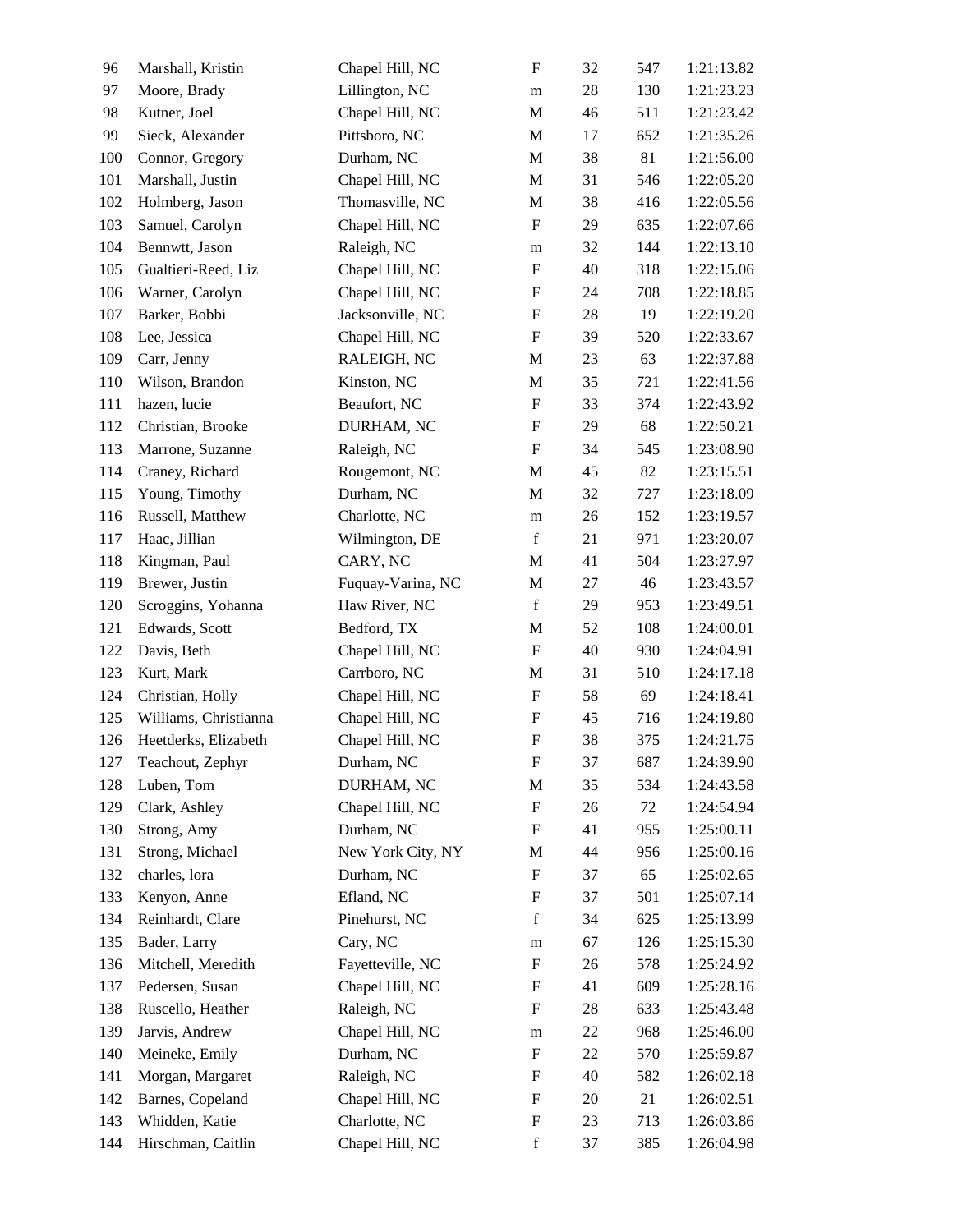| | | | | | | |
|---|---|---|---|---|---|---|
| 96 | Marshall, Kristin | Chapel Hill, NC | F | 32 | 547 | 1:21:13.82 |
| 97 | Moore, Brady | Lillington, NC | m | 28 | 130 | 1:21:23.23 |
| 98 | Kutner, Joel | Chapel Hill, NC | M | 46 | 511 | 1:21:23.42 |
| 99 | Sieck, Alexander | Pittsboro, NC | M | 17 | 652 | 1:21:35.26 |
| 100 | Connor, Gregory | Durham, NC | M | 38 | 81 | 1:21:56.00 |
| 101 | Marshall, Justin | Chapel Hill, NC | M | 31 | 546 | 1:22:05.20 |
| 102 | Holmberg, Jason | Thomasville, NC | M | 38 | 416 | 1:22:05.56 |
| 103 | Samuel, Carolyn | Chapel Hill, NC | F | 29 | 635 | 1:22:07.66 |
| 104 | Bennwtt, Jason | Raleigh, NC | m | 32 | 144 | 1:22:13.10 |
| 105 | Gualtieri-Reed, Liz | Chapel Hill, NC | F | 40 | 318 | 1:22:15.06 |
| 106 | Warner, Carolyn | Chapel Hill, NC | F | 24 | 708 | 1:22:18.85 |
| 107 | Barker, Bobbi | Jacksonville, NC | F | 28 | 19 | 1:22:19.20 |
| 108 | Lee, Jessica | Chapel Hill, NC | F | 39 | 520 | 1:22:33.67 |
| 109 | Carr, Jenny | RALEIGH, NC | M | 23 | 63 | 1:22:37.88 |
| 110 | Wilson, Brandon | Kinston, NC | M | 35 | 721 | 1:22:41.56 |
| 111 | hazen, lucie | Beaufort, NC | F | 33 | 374 | 1:22:43.92 |
| 112 | Christian, Brooke | DURHAM, NC | F | 29 | 68 | 1:22:50.21 |
| 113 | Marrone, Suzanne | Raleigh, NC | F | 34 | 545 | 1:23:08.90 |
| 114 | Craney, Richard | Rougemont, NC | M | 45 | 82 | 1:23:15.51 |
| 115 | Young, Timothy | Durham, NC | M | 32 | 727 | 1:23:18.09 |
| 116 | Russell, Matthew | Charlotte, NC | m | 26 | 152 | 1:23:19.57 |
| 117 | Haac, Jillian | Wilmington, DE | f | 21 | 971 | 1:23:20.07 |
| 118 | Kingman, Paul | CARY, NC | M | 41 | 504 | 1:23:27.97 |
| 119 | Brewer, Justin | Fuquay-Varina, NC | M | 27 | 46 | 1:23:43.57 |
| 120 | Scroggins, Yohanna | Haw River, NC | f | 29 | 953 | 1:23:49.51 |
| 121 | Edwards, Scott | Bedford, TX | M | 52 | 108 | 1:24:00.01 |
| 122 | Davis, Beth | Chapel Hill, NC | F | 40 | 930 | 1:24:04.91 |
| 123 | Kurt, Mark | Carrboro, NC | M | 31 | 510 | 1:24:17.18 |
| 124 | Christian, Holly | Chapel Hill, NC | F | 58 | 69 | 1:24:18.41 |
| 125 | Williams, Christianna | Chapel Hill, NC | F | 45 | 716 | 1:24:19.80 |
| 126 | Heetderks, Elizabeth | Chapel Hill, NC | F | 38 | 375 | 1:24:21.75 |
| 127 | Teachout, Zephyr | Durham, NC | F | 37 | 687 | 1:24:39.90 |
| 128 | Luben, Tom | DURHAM, NC | M | 35 | 534 | 1:24:43.58 |
| 129 | Clark, Ashley | Chapel Hill, NC | F | 26 | 72 | 1:24:54.94 |
| 130 | Strong, Amy | Durham, NC | F | 41 | 955 | 1:25:00.11 |
| 131 | Strong, Michael | New York City, NY | M | 44 | 956 | 1:25:00.16 |
| 132 | charles, lora | Durham, NC | F | 37 | 65 | 1:25:02.65 |
| 133 | Kenyon, Anne | Efland, NC | F | 37 | 501 | 1:25:07.14 |
| 134 | Reinhardt, Clare | Pinehurst, NC | f | 34 | 625 | 1:25:13.99 |
| 135 | Bader, Larry | Cary, NC | m | 67 | 126 | 1:25:15.30 |
| 136 | Mitchell, Meredith | Fayetteville, NC | F | 26 | 578 | 1:25:24.92 |
| 137 | Pedersen, Susan | Chapel Hill, NC | F | 41 | 609 | 1:25:28.16 |
| 138 | Ruscello, Heather | Raleigh, NC | F | 28 | 633 | 1:25:43.48 |
| 139 | Jarvis, Andrew | Chapel Hill, NC | m | 22 | 968 | 1:25:46.00 |
| 140 | Meineke, Emily | Durham, NC | F | 22 | 570 | 1:25:59.87 |
| 141 | Morgan, Margaret | Raleigh, NC | F | 40 | 582 | 1:26:02.18 |
| 142 | Barnes, Copeland | Chapel Hill, NC | F | 20 | 21 | 1:26:02.51 |
| 143 | Whidden, Katie | Charlotte, NC | F | 23 | 713 | 1:26:03.86 |
| 144 | Hirschman, Caitlin | Chapel Hill, NC | f | 37 | 385 | 1:26:04.98 |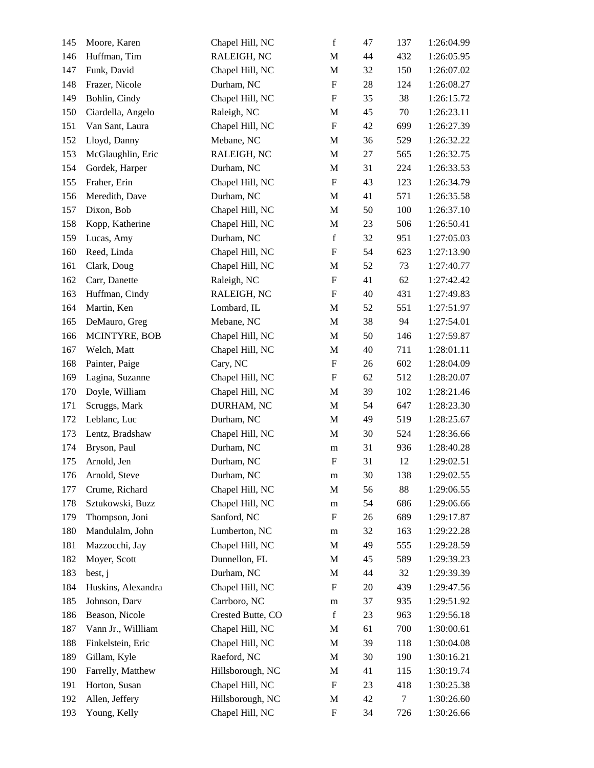| | | | | | | |
|---|---|---|---|---|---|---|
| 145 | Moore, Karen | Chapel Hill, NC | f | 47 | 137 | 1:26:04.99 |
| 146 | Huffman, Tim | RALEIGH, NC | M | 44 | 432 | 1:26:05.95 |
| 147 | Funk, David | Chapel Hill, NC | M | 32 | 150 | 1:26:07.02 |
| 148 | Frazer, Nicole | Durham, NC | F | 28 | 124 | 1:26:08.27 |
| 149 | Bohlin, Cindy | Chapel Hill, NC | F | 35 | 38 | 1:26:15.72 |
| 150 | Ciardella, Angelo | Raleigh, NC | M | 45 | 70 | 1:26:23.11 |
| 151 | Van Sant, Laura | Chapel Hill, NC | F | 42 | 699 | 1:26:27.39 |
| 152 | Lloyd, Danny | Mebane, NC | M | 36 | 529 | 1:26:32.22 |
| 153 | McGlaughlin, Eric | RALEIGH, NC | M | 27 | 565 | 1:26:32.75 |
| 154 | Gordek, Harper | Durham, NC | M | 31 | 224 | 1:26:33.53 |
| 155 | Fraher, Erin | Chapel Hill, NC | F | 43 | 123 | 1:26:34.79 |
| 156 | Meredith, Dave | Durham, NC | M | 41 | 571 | 1:26:35.58 |
| 157 | Dixon, Bob | Chapel Hill, NC | M | 50 | 100 | 1:26:37.10 |
| 158 | Kopp, Katherine | Chapel Hill, NC | M | 23 | 506 | 1:26:50.41 |
| 159 | Lucas, Amy | Durham, NC | f | 32 | 951 | 1:27:05.03 |
| 160 | Reed, Linda | Chapel Hill, NC | F | 54 | 623 | 1:27:13.90 |
| 161 | Clark, Doug | Chapel Hill, NC | M | 52 | 73 | 1:27:40.77 |
| 162 | Carr, Danette | Raleigh, NC | F | 41 | 62 | 1:27:42.42 |
| 163 | Huffman, Cindy | RALEIGH, NC | F | 40 | 431 | 1:27:49.83 |
| 164 | Martin, Ken | Lombard, IL | M | 52 | 551 | 1:27:51.97 |
| 165 | DeMauro, Greg | Mebane, NC | M | 38 | 94 | 1:27:54.01 |
| 166 | MCINTYRE, BOB | Chapel Hill, NC | M | 50 | 146 | 1:27:59.87 |
| 167 | Welch, Matt | Chapel Hill, NC | M | 40 | 711 | 1:28:01.11 |
| 168 | Painter, Paige | Cary, NC | F | 26 | 602 | 1:28:04.09 |
| 169 | Lagina, Suzanne | Chapel Hill, NC | F | 62 | 512 | 1:28:20.07 |
| 170 | Doyle, William | Chapel Hill, NC | M | 39 | 102 | 1:28:21.46 |
| 171 | Scruggs, Mark | DURHAM, NC | M | 54 | 647 | 1:28:23.30 |
| 172 | Leblanc, Luc | Durham, NC | M | 49 | 519 | 1:28:25.67 |
| 173 | Lentz, Bradshaw | Chapel Hill, NC | M | 30 | 524 | 1:28:36.66 |
| 174 | Bryson, Paul | Durham, NC | m | 31 | 936 | 1:28:40.28 |
| 175 | Arnold, Jen | Durham, NC | F | 31 | 12 | 1:29:02.51 |
| 176 | Arnold, Steve | Durham, NC | m | 30 | 138 | 1:29:02.55 |
| 177 | Crume, Richard | Chapel Hill, NC | M | 56 | 88 | 1:29:06.55 |
| 178 | Sztukowski, Buzz | Chapel Hill, NC | m | 54 | 686 | 1:29:06.66 |
| 179 | Thompson, Joni | Sanford, NC | F | 26 | 689 | 1:29:17.87 |
| 180 | Mandulalm, John | Lumberton, NC | m | 32 | 163 | 1:29:22.28 |
| 181 | Mazzocchi, Jay | Chapel Hill, NC | M | 49 | 555 | 1:29:28.59 |
| 182 | Moyer, Scott | Dunnellon, FL | M | 45 | 589 | 1:29:39.23 |
| 183 | best, j | Durham, NC | M | 44 | 32 | 1:29:39.39 |
| 184 | Huskins, Alexandra | Chapel Hill, NC | F | 20 | 439 | 1:29:47.56 |
| 185 | Johnson, Darv | Carrboro, NC | m | 37 | 935 | 1:29:51.92 |
| 186 | Beason, Nicole | Crested Butte, CO | f | 23 | 963 | 1:29:56.18 |
| 187 | Vann Jr., Willliam | Chapel Hill, NC | M | 61 | 700 | 1:30:00.61 |
| 188 | Finkelstein, Eric | Chapel Hill, NC | M | 39 | 118 | 1:30:04.08 |
| 189 | Gillam, Kyle | Raeford, NC | M | 30 | 190 | 1:30:16.21 |
| 190 | Farrelly, Matthew | Hillsborough, NC | M | 41 | 115 | 1:30:19.74 |
| 191 | Horton, Susan | Chapel Hill, NC | F | 23 | 418 | 1:30:25.38 |
| 192 | Allen, Jeffery | Hillsborough, NC | M | 42 | 7 | 1:30:26.60 |
| 193 | Young, Kelly | Chapel Hill, NC | F | 34 | 726 | 1:30:26.66 |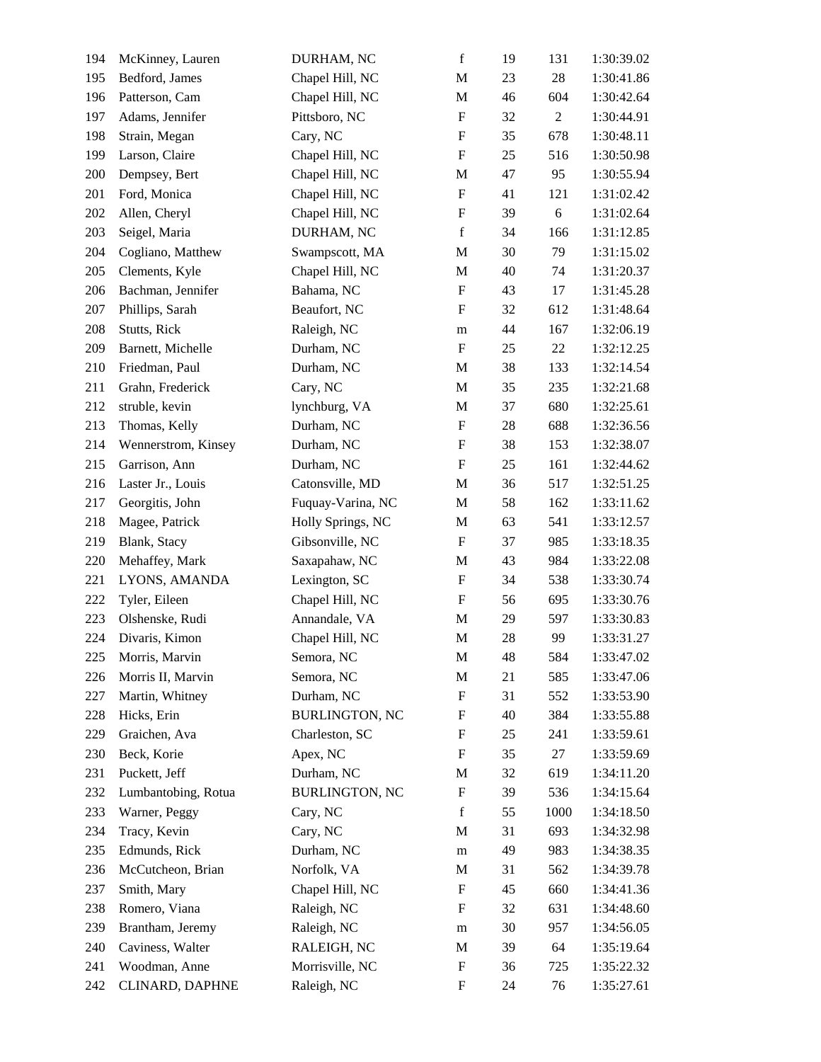| | | | | | | |
|---|---|---|---|---|---|---|
| 194 | McKinney, Lauren | DURHAM, NC | f | 19 | 131 | 1:30:39.02 |
| 195 | Bedford, James | Chapel Hill, NC | M | 23 | 28 | 1:30:41.86 |
| 196 | Patterson, Cam | Chapel Hill, NC | M | 46 | 604 | 1:30:42.64 |
| 197 | Adams, Jennifer | Pittsboro, NC | F | 32 | 2 | 1:30:44.91 |
| 198 | Strain, Megan | Cary, NC | F | 35 | 678 | 1:30:48.11 |
| 199 | Larson, Claire | Chapel Hill, NC | F | 25 | 516 | 1:30:50.98 |
| 200 | Dempsey, Bert | Chapel Hill, NC | M | 47 | 95 | 1:30:55.94 |
| 201 | Ford, Monica | Chapel Hill, NC | F | 41 | 121 | 1:31:02.42 |
| 202 | Allen, Cheryl | Chapel Hill, NC | F | 39 | 6 | 1:31:02.64 |
| 203 | Seigel, Maria | DURHAM, NC | f | 34 | 166 | 1:31:12.85 |
| 204 | Cogliano, Matthew | Swampscott, MA | M | 30 | 79 | 1:31:15.02 |
| 205 | Clements, Kyle | Chapel Hill, NC | M | 40 | 74 | 1:31:20.37 |
| 206 | Bachman, Jennifer | Bahama, NC | F | 43 | 17 | 1:31:45.28 |
| 207 | Phillips, Sarah | Beaufort, NC | F | 32 | 612 | 1:31:48.64 |
| 208 | Stutts, Rick | Raleigh, NC | m | 44 | 167 | 1:32:06.19 |
| 209 | Barnett, Michelle | Durham, NC | F | 25 | 22 | 1:32:12.25 |
| 210 | Friedman, Paul | Durham, NC | M | 38 | 133 | 1:32:14.54 |
| 211 | Grahn, Frederick | Cary, NC | M | 35 | 235 | 1:32:21.68 |
| 212 | struble, kevin | lynchburg, VA | M | 37 | 680 | 1:32:25.61 |
| 213 | Thomas, Kelly | Durham, NC | F | 28 | 688 | 1:32:36.56 |
| 214 | Wennerstrom, Kinsey | Durham, NC | F | 38 | 153 | 1:32:38.07 |
| 215 | Garrison, Ann | Durham, NC | F | 25 | 161 | 1:32:44.62 |
| 216 | Laster Jr., Louis | Catonsville, MD | M | 36 | 517 | 1:32:51.25 |
| 217 | Georgitis, John | Fuquay-Varina, NC | M | 58 | 162 | 1:33:11.62 |
| 218 | Magee, Patrick | Holly Springs, NC | M | 63 | 541 | 1:33:12.57 |
| 219 | Blank, Stacy | Gibsonville, NC | F | 37 | 985 | 1:33:18.35 |
| 220 | Mehaffey, Mark | Saxapahaw, NC | M | 43 | 984 | 1:33:22.08 |
| 221 | LYONS, AMANDA | Lexington, SC | F | 34 | 538 | 1:33:30.74 |
| 222 | Tyler, Eileen | Chapel Hill, NC | F | 56 | 695 | 1:33:30.76 |
| 223 | Olshenske, Rudi | Annandale, VA | M | 29 | 597 | 1:33:30.83 |
| 224 | Divaris, Kimon | Chapel Hill, NC | M | 28 | 99 | 1:33:31.27 |
| 225 | Morris, Marvin | Semora, NC | M | 48 | 584 | 1:33:47.02 |
| 226 | Morris II, Marvin | Semora, NC | M | 21 | 585 | 1:33:47.06 |
| 227 | Martin, Whitney | Durham, NC | F | 31 | 552 | 1:33:53.90 |
| 228 | Hicks, Erin | BURLINGTON, NC | F | 40 | 384 | 1:33:55.88 |
| 229 | Graichen, Ava | Charleston, SC | F | 25 | 241 | 1:33:59.61 |
| 230 | Beck, Korie | Apex, NC | F | 35 | 27 | 1:33:59.69 |
| 231 | Puckett, Jeff | Durham, NC | M | 32 | 619 | 1:34:11.20 |
| 232 | Lumbantobing, Rotua | BURLINGTON, NC | F | 39 | 536 | 1:34:15.64 |
| 233 | Warner, Peggy | Cary, NC | f | 55 | 1000 | 1:34:18.50 |
| 234 | Tracy, Kevin | Cary, NC | M | 31 | 693 | 1:34:32.98 |
| 235 | Edmunds, Rick | Durham, NC | m | 49 | 983 | 1:34:38.35 |
| 236 | McCutcheon, Brian | Norfolk, VA | M | 31 | 562 | 1:34:39.78 |
| 237 | Smith, Mary | Chapel Hill, NC | F | 45 | 660 | 1:34:41.36 |
| 238 | Romero, Viana | Raleigh, NC | F | 32 | 631 | 1:34:48.60 |
| 239 | Brantham, Jeremy | Raleigh, NC | m | 30 | 957 | 1:34:56.05 |
| 240 | Caviness, Walter | RALEIGH, NC | M | 39 | 64 | 1:35:19.64 |
| 241 | Woodman, Anne | Morrisville, NC | F | 36 | 725 | 1:35:22.32 |
| 242 | CLINARD, DAPHNE | Raleigh, NC | F | 24 | 76 | 1:35:27.61 |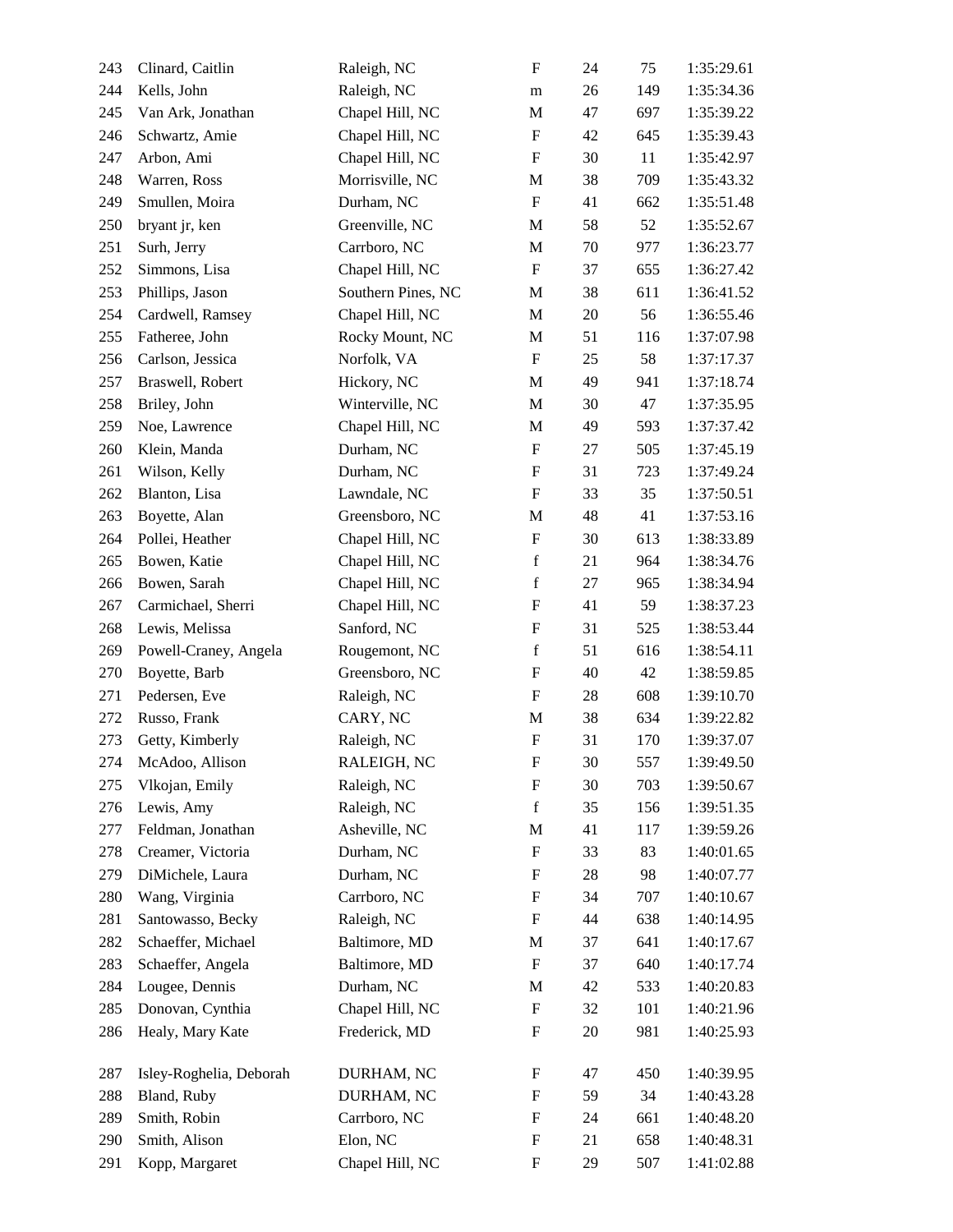| | | | | | | |
|---|---|---|---|---|---|---|
| 243 | Clinard, Caitlin | Raleigh, NC | F | 24 | 75 | 1:35:29.61 |
| 244 | Kells, John | Raleigh, NC | m | 26 | 149 | 1:35:34.36 |
| 245 | Van Ark, Jonathan | Chapel Hill, NC | M | 47 | 697 | 1:35:39.22 |
| 246 | Schwartz, Amie | Chapel Hill, NC | F | 42 | 645 | 1:35:39.43 |
| 247 | Arbon, Ami | Chapel Hill, NC | F | 30 | 11 | 1:35:42.97 |
| 248 | Warren, Ross | Morrisville, NC | M | 38 | 709 | 1:35:43.32 |
| 249 | Smullen, Moira | Durham, NC | F | 41 | 662 | 1:35:51.48 |
| 250 | bryant jr, ken | Greenville, NC | M | 58 | 52 | 1:35:52.67 |
| 251 | Surh, Jerry | Carrboro, NC | M | 70 | 977 | 1:36:23.77 |
| 252 | Simmons, Lisa | Chapel Hill, NC | F | 37 | 655 | 1:36:27.42 |
| 253 | Phillips, Jason | Southern Pines, NC | M | 38 | 611 | 1:36:41.52 |
| 254 | Cardwell, Ramsey | Chapel Hill, NC | M | 20 | 56 | 1:36:55.46 |
| 255 | Fatheree, John | Rocky Mount, NC | M | 51 | 116 | 1:37:07.98 |
| 256 | Carlson, Jessica | Norfolk, VA | F | 25 | 58 | 1:37:17.37 |
| 257 | Braswell, Robert | Hickory, NC | M | 49 | 941 | 1:37:18.74 |
| 258 | Briley, John | Winterville, NC | M | 30 | 47 | 1:37:35.95 |
| 259 | Noe, Lawrence | Chapel Hill, NC | M | 49 | 593 | 1:37:37.42 |
| 260 | Klein, Manda | Durham, NC | F | 27 | 505 | 1:37:45.19 |
| 261 | Wilson, Kelly | Durham, NC | F | 31 | 723 | 1:37:49.24 |
| 262 | Blanton, Lisa | Lawndale, NC | F | 33 | 35 | 1:37:50.51 |
| 263 | Boyette, Alan | Greensboro, NC | M | 48 | 41 | 1:37:53.16 |
| 264 | Pollei, Heather | Chapel Hill, NC | F | 30 | 613 | 1:38:33.89 |
| 265 | Bowen, Katie | Chapel Hill, NC | f | 21 | 964 | 1:38:34.76 |
| 266 | Bowen, Sarah | Chapel Hill, NC | f | 27 | 965 | 1:38:34.94 |
| 267 | Carmichael, Sherri | Chapel Hill, NC | F | 41 | 59 | 1:38:37.23 |
| 268 | Lewis, Melissa | Sanford, NC | F | 31 | 525 | 1:38:53.44 |
| 269 | Powell-Craney, Angela | Rougemont, NC | f | 51 | 616 | 1:38:54.11 |
| 270 | Boyette, Barb | Greensboro, NC | F | 40 | 42 | 1:38:59.85 |
| 271 | Pedersen, Eve | Raleigh, NC | F | 28 | 608 | 1:39:10.70 |
| 272 | Russo, Frank | CARY, NC | M | 38 | 634 | 1:39:22.82 |
| 273 | Getty, Kimberly | Raleigh, NC | F | 31 | 170 | 1:39:37.07 |
| 274 | McAdoo, Allison | RALEIGH, NC | F | 30 | 557 | 1:39:49.50 |
| 275 | Vlkojan, Emily | Raleigh, NC | F | 30 | 703 | 1:39:50.67 |
| 276 | Lewis, Amy | Raleigh, NC | f | 35 | 156 | 1:39:51.35 |
| 277 | Feldman, Jonathan | Asheville, NC | M | 41 | 117 | 1:39:59.26 |
| 278 | Creamer, Victoria | Durham, NC | F | 33 | 83 | 1:40:01.65 |
| 279 | DiMichele, Laura | Durham, NC | F | 28 | 98 | 1:40:07.77 |
| 280 | Wang, Virginia | Carrboro, NC | F | 34 | 707 | 1:40:10.67 |
| 281 | Santowasso, Becky | Raleigh, NC | F | 44 | 638 | 1:40:14.95 |
| 282 | Schaeffer, Michael | Baltimore, MD | M | 37 | 641 | 1:40:17.67 |
| 283 | Schaeffer, Angela | Baltimore, MD | F | 37 | 640 | 1:40:17.74 |
| 284 | Lougee, Dennis | Durham, NC | M | 42 | 533 | 1:40:20.83 |
| 285 | Donovan, Cynthia | Chapel Hill, NC | F | 32 | 101 | 1:40:21.96 |
| 286 | Healy, Mary Kate | Frederick, MD | F | 20 | 981 | 1:40:25.93 |
| 287 | Isley-Roghelia, Deborah | DURHAM, NC | F | 47 | 450 | 1:40:39.95 |
| 288 | Bland, Ruby | DURHAM, NC | F | 59 | 34 | 1:40:43.28 |
| 289 | Smith, Robin | Carrboro, NC | F | 24 | 661 | 1:40:48.20 |
| 290 | Smith, Alison | Elon, NC | F | 21 | 658 | 1:40:48.31 |
| 291 | Kopp, Margaret | Chapel Hill, NC | F | 29 | 507 | 1:41:02.88 |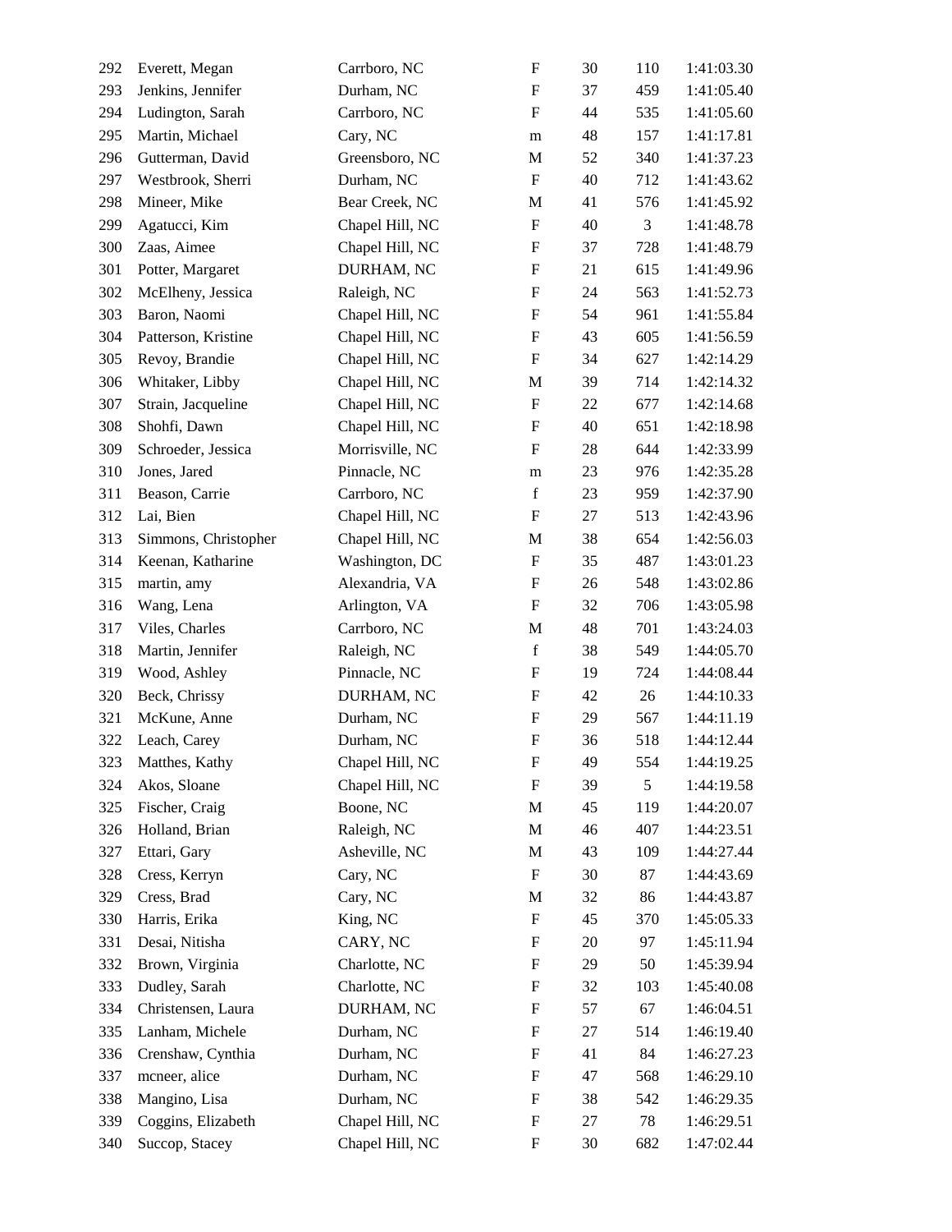| | | | | | | |
|---|---|---|---|---|---|---|
| 292 | Everett, Megan | Carrboro, NC | F | 30 | 110 | 1:41:03.30 |
| 293 | Jenkins, Jennifer | Durham, NC | F | 37 | 459 | 1:41:05.40 |
| 294 | Ludington, Sarah | Carrboro, NC | F | 44 | 535 | 1:41:05.60 |
| 295 | Martin, Michael | Cary, NC | m | 48 | 157 | 1:41:17.81 |
| 296 | Gutterman, David | Greensboro, NC | M | 52 | 340 | 1:41:37.23 |
| 297 | Westbrook, Sherri | Durham, NC | F | 40 | 712 | 1:41:43.62 |
| 298 | Mineer, Mike | Bear Creek, NC | M | 41 | 576 | 1:41:45.92 |
| 299 | Agatucci, Kim | Chapel Hill, NC | F | 40 | 3 | 1:41:48.78 |
| 300 | Zaas, Aimee | Chapel Hill, NC | F | 37 | 728 | 1:41:48.79 |
| 301 | Potter, Margaret | DURHAM, NC | F | 21 | 615 | 1:41:49.96 |
| 302 | McElheny, Jessica | Raleigh, NC | F | 24 | 563 | 1:41:52.73 |
| 303 | Baron, Naomi | Chapel Hill, NC | F | 54 | 961 | 1:41:55.84 |
| 304 | Patterson, Kristine | Chapel Hill, NC | F | 43 | 605 | 1:41:56.59 |
| 305 | Revoy, Brandie | Chapel Hill, NC | F | 34 | 627 | 1:42:14.29 |
| 306 | Whitaker, Libby | Chapel Hill, NC | M | 39 | 714 | 1:42:14.32 |
| 307 | Strain, Jacqueline | Chapel Hill, NC | F | 22 | 677 | 1:42:14.68 |
| 308 | Shohfi, Dawn | Chapel Hill, NC | F | 40 | 651 | 1:42:18.98 |
| 309 | Schroeder, Jessica | Morrisville, NC | F | 28 | 644 | 1:42:33.99 |
| 310 | Jones, Jared | Pinnacle, NC | m | 23 | 976 | 1:42:35.28 |
| 311 | Beason, Carrie | Carrboro, NC | f | 23 | 959 | 1:42:37.90 |
| 312 | Lai, Bien | Chapel Hill, NC | F | 27 | 513 | 1:42:43.96 |
| 313 | Simmons, Christopher | Chapel Hill, NC | M | 38 | 654 | 1:42:56.03 |
| 314 | Keenan, Katharine | Washington, DC | F | 35 | 487 | 1:43:01.23 |
| 315 | martin, amy | Alexandria, VA | F | 26 | 548 | 1:43:02.86 |
| 316 | Wang, Lena | Arlington, VA | F | 32 | 706 | 1:43:05.98 |
| 317 | Viles, Charles | Carrboro, NC | M | 48 | 701 | 1:43:24.03 |
| 318 | Martin, Jennifer | Raleigh, NC | f | 38 | 549 | 1:44:05.70 |
| 319 | Wood, Ashley | Pinnacle, NC | F | 19 | 724 | 1:44:08.44 |
| 320 | Beck, Chrissy | DURHAM, NC | F | 42 | 26 | 1:44:10.33 |
| 321 | McKune, Anne | Durham, NC | F | 29 | 567 | 1:44:11.19 |
| 322 | Leach, Carey | Durham, NC | F | 36 | 518 | 1:44:12.44 |
| 323 | Matthes, Kathy | Chapel Hill, NC | F | 49 | 554 | 1:44:19.25 |
| 324 | Akos, Sloane | Chapel Hill, NC | F | 39 | 5 | 1:44:19.58 |
| 325 | Fischer, Craig | Boone, NC | M | 45 | 119 | 1:44:20.07 |
| 326 | Holland, Brian | Raleigh, NC | M | 46 | 407 | 1:44:23.51 |
| 327 | Ettari, Gary | Asheville, NC | M | 43 | 109 | 1:44:27.44 |
| 328 | Cress, Kerryn | Cary, NC | F | 30 | 87 | 1:44:43.69 |
| 329 | Cress, Brad | Cary, NC | M | 32 | 86 | 1:44:43.87 |
| 330 | Harris, Erika | King, NC | F | 45 | 370 | 1:45:05.33 |
| 331 | Desai, Nitisha | CARY, NC | F | 20 | 97 | 1:45:11.94 |
| 332 | Brown, Virginia | Charlotte, NC | F | 29 | 50 | 1:45:39.94 |
| 333 | Dudley, Sarah | Charlotte, NC | F | 32 | 103 | 1:45:40.08 |
| 334 | Christensen, Laura | DURHAM, NC | F | 57 | 67 | 1:46:04.51 |
| 335 | Lanham, Michele | Durham, NC | F | 27 | 514 | 1:46:19.40 |
| 336 | Crenshaw, Cynthia | Durham, NC | F | 41 | 84 | 1:46:27.23 |
| 337 | mcneer, alice | Durham, NC | F | 47 | 568 | 1:46:29.10 |
| 338 | Mangino, Lisa | Durham, NC | F | 38 | 542 | 1:46:29.35 |
| 339 | Coggins, Elizabeth | Chapel Hill, NC | F | 27 | 78 | 1:46:29.51 |
| 340 | Succop, Stacey | Chapel Hill, NC | F | 30 | 682 | 1:47:02.44 |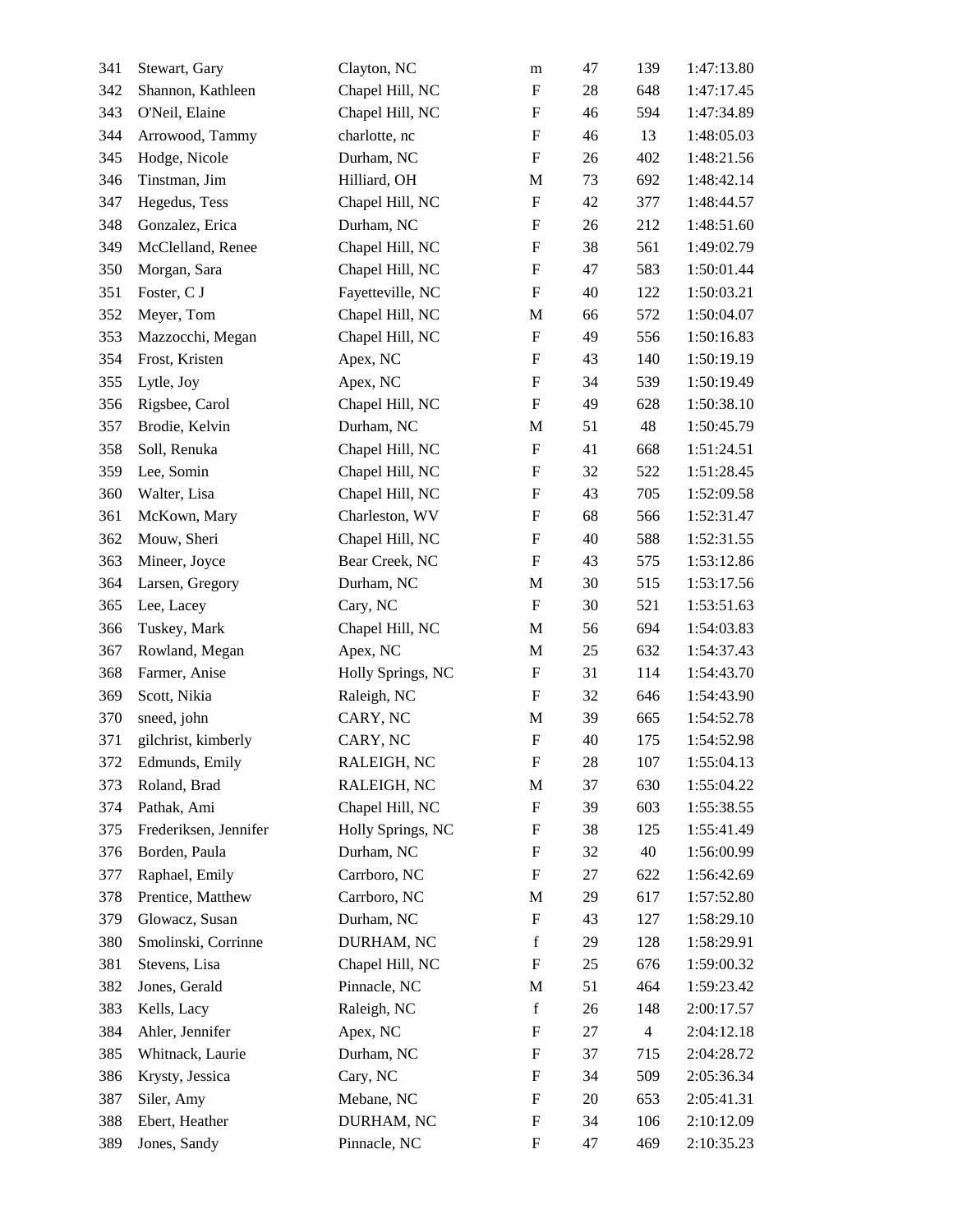| | | | | | | |
|---|---|---|---|---|---|---|
| 341 | Stewart, Gary | Clayton, NC | m | 47 | 139 | 1:47:13.80 |
| 342 | Shannon, Kathleen | Chapel Hill, NC | F | 28 | 648 | 1:47:17.45 |
| 343 | O'Neil, Elaine | Chapel Hill, NC | F | 46 | 594 | 1:47:34.89 |
| 344 | Arrowood, Tammy | charlotte, nc | F | 46 | 13 | 1:48:05.03 |
| 345 | Hodge, Nicole | Durham, NC | F | 26 | 402 | 1:48:21.56 |
| 346 | Tinstman, Jim | Hilliard, OH | M | 73 | 692 | 1:48:42.14 |
| 347 | Hegedus, Tess | Chapel Hill, NC | F | 42 | 377 | 1:48:44.57 |
| 348 | Gonzalez, Erica | Durham, NC | F | 26 | 212 | 1:48:51.60 |
| 349 | McClelland, Renee | Chapel Hill, NC | F | 38 | 561 | 1:49:02.79 |
| 350 | Morgan, Sara | Chapel Hill, NC | F | 47 | 583 | 1:50:01.44 |
| 351 | Foster, C J | Fayetteville, NC | F | 40 | 122 | 1:50:03.21 |
| 352 | Meyer, Tom | Chapel Hill, NC | M | 66 | 572 | 1:50:04.07 |
| 353 | Mazzocchi, Megan | Chapel Hill, NC | F | 49 | 556 | 1:50:16.83 |
| 354 | Frost, Kristen | Apex, NC | F | 43 | 140 | 1:50:19.19 |
| 355 | Lytle, Joy | Apex, NC | F | 34 | 539 | 1:50:19.49 |
| 356 | Rigsbee, Carol | Chapel Hill, NC | F | 49 | 628 | 1:50:38.10 |
| 357 | Brodie, Kelvin | Durham, NC | M | 51 | 48 | 1:50:45.79 |
| 358 | Soll, Renuka | Chapel Hill, NC | F | 41 | 668 | 1:51:24.51 |
| 359 | Lee, Somin | Chapel Hill, NC | F | 32 | 522 | 1:51:28.45 |
| 360 | Walter, Lisa | Chapel Hill, NC | F | 43 | 705 | 1:52:09.58 |
| 361 | McKown, Mary | Charleston, WV | F | 68 | 566 | 1:52:31.47 |
| 362 | Mouw, Sheri | Chapel Hill, NC | F | 40 | 588 | 1:52:31.55 |
| 363 | Mineer, Joyce | Bear Creek, NC | F | 43 | 575 | 1:53:12.86 |
| 364 | Larsen, Gregory | Durham, NC | M | 30 | 515 | 1:53:17.56 |
| 365 | Lee, Lacey | Cary, NC | F | 30 | 521 | 1:53:51.63 |
| 366 | Tuskey, Mark | Chapel Hill, NC | M | 56 | 694 | 1:54:03.83 |
| 367 | Rowland, Megan | Apex, NC | M | 25 | 632 | 1:54:37.43 |
| 368 | Farmer, Anise | Holly Springs, NC | F | 31 | 114 | 1:54:43.70 |
| 369 | Scott, Nikia | Raleigh, NC | F | 32 | 646 | 1:54:43.90 |
| 370 | sneed, john | CARY, NC | M | 39 | 665 | 1:54:52.78 |
| 371 | gilchrist, kimberly | CARY, NC | F | 40 | 175 | 1:54:52.98 |
| 372 | Edmunds, Emily | RALEIGH, NC | F | 28 | 107 | 1:55:04.13 |
| 373 | Roland, Brad | RALEIGH, NC | M | 37 | 630 | 1:55:04.22 |
| 374 | Pathak, Ami | Chapel Hill, NC | F | 39 | 603 | 1:55:38.55 |
| 375 | Frederiksen, Jennifer | Holly Springs, NC | F | 38 | 125 | 1:55:41.49 |
| 376 | Borden, Paula | Durham, NC | F | 32 | 40 | 1:56:00.99 |
| 377 | Raphael, Emily | Carrboro, NC | F | 27 | 622 | 1:56:42.69 |
| 378 | Prentice, Matthew | Carrboro, NC | M | 29 | 617 | 1:57:52.80 |
| 379 | Glowacz, Susan | Durham, NC | F | 43 | 127 | 1:58:29.10 |
| 380 | Smolinski, Corrinne | DURHAM, NC | f | 29 | 128 | 1:58:29.91 |
| 381 | Stevens, Lisa | Chapel Hill, NC | F | 25 | 676 | 1:59:00.32 |
| 382 | Jones, Gerald | Pinnacle, NC | M | 51 | 464 | 1:59:23.42 |
| 383 | Kells, Lacy | Raleigh, NC | f | 26 | 148 | 2:00:17.57 |
| 384 | Ahler, Jennifer | Apex, NC | F | 27 | 4 | 2:04:12.18 |
| 385 | Whitnack, Laurie | Durham, NC | F | 37 | 715 | 2:04:28.72 |
| 386 | Krysty, Jessica | Cary, NC | F | 34 | 509 | 2:05:36.34 |
| 387 | Siler, Amy | Mebane, NC | F | 20 | 653 | 2:05:41.31 |
| 388 | Ebert, Heather | DURHAM, NC | F | 34 | 106 | 2:10:12.09 |
| 389 | Jones, Sandy | Pinnacle, NC | F | 47 | 469 | 2:10:35.23 |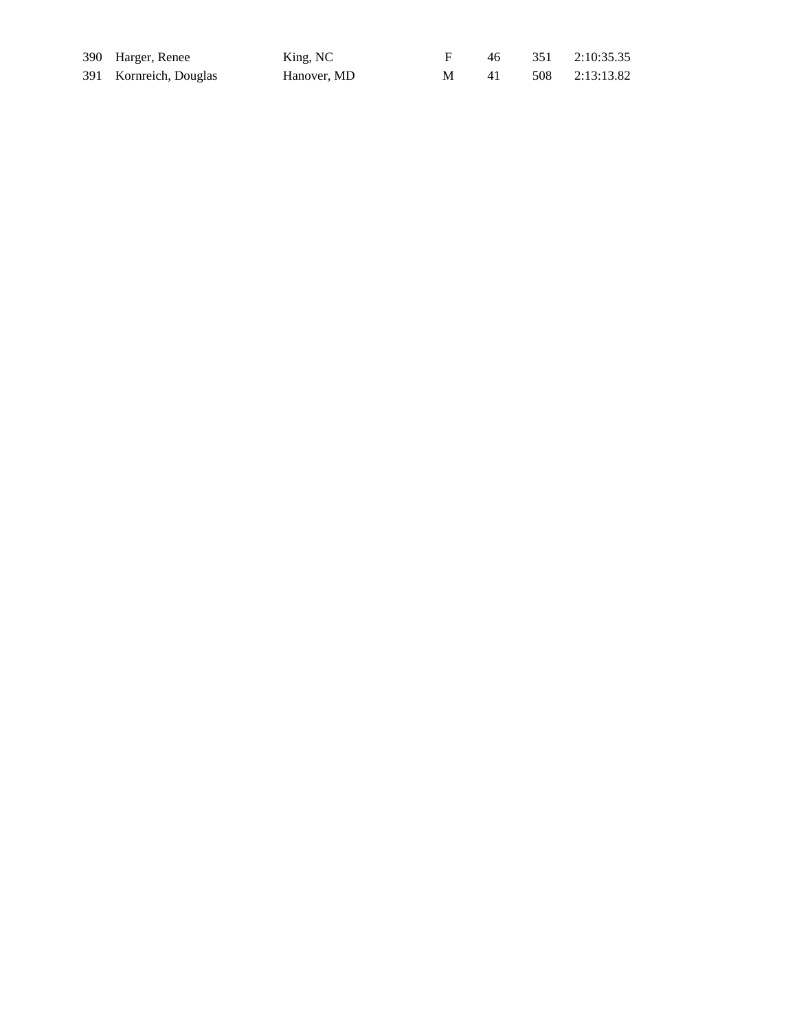| | | | | | | |
|---|---|---|---|---|---|---|
| 390 | Harger, Renee | King, NC | F | 46 | 351 | 2:10:35.35 |
| 391 | Kornreich, Douglas | Hanover, MD | M | 41 | 508 | 2:13:13.82 |